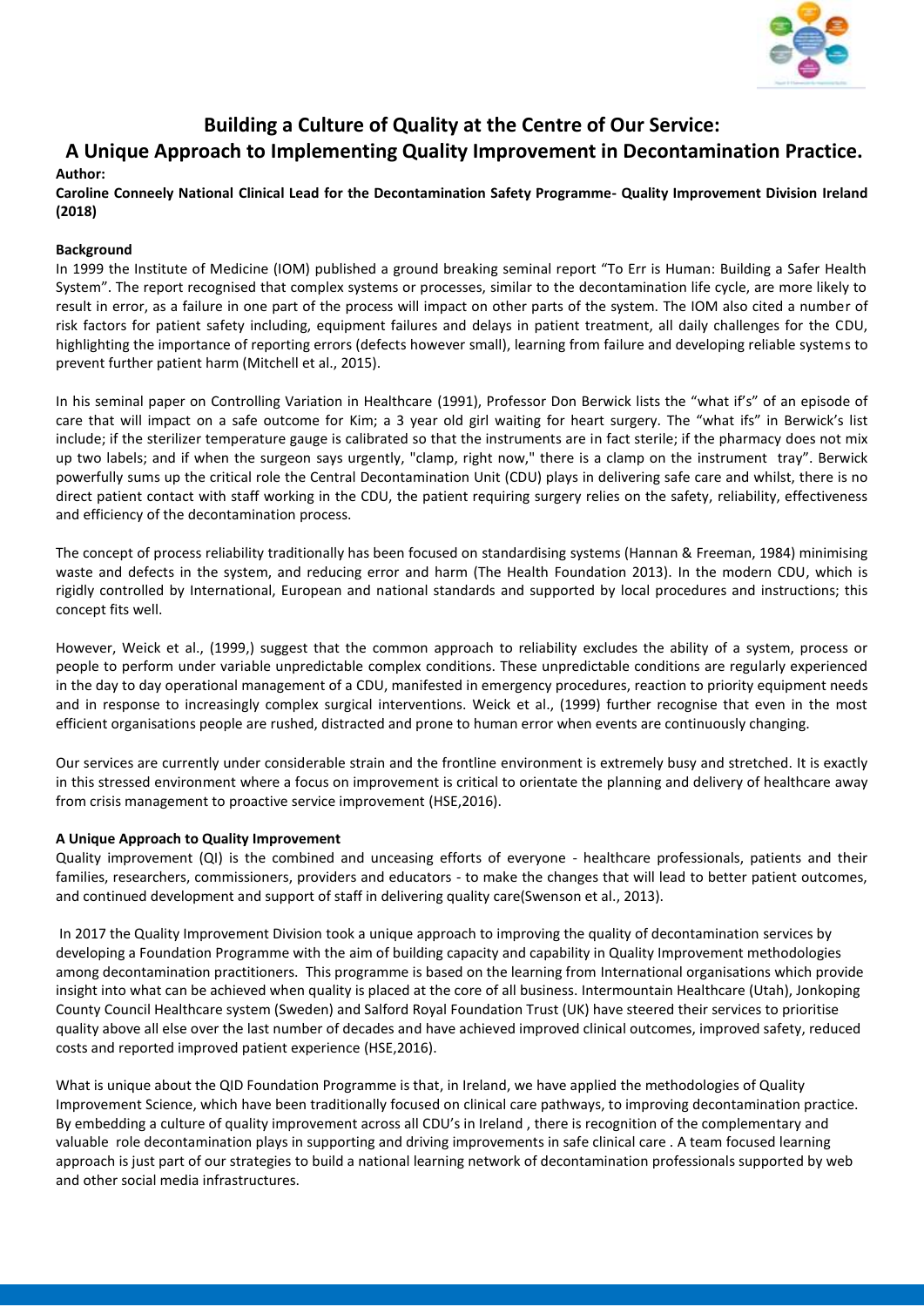# Building a Culture of Quality at the Centre of Our Service:

## A Unique Approach to Implementing Quality Improvement in Decontamination Practice.

**Author:**

**Caroline Conneely National Clinical Lead for the Decontamination Safety Programme- Quality Improvement Division Ireland (2018)**

### Background

In 1999 the Institute of Medicine (IOM) published a ground breaking seminal report "To Err is Human: Building a Safer Health System". The report recognised that complex systems or processes, similar to the decontamination life cycle, are more likely to result in error, as a failure in one part of the process will impact on other parts of the system. The IOM also cited a number of risk factors for patient safety including, equipment failures and delays in patient treatment, all daily challenges for the CDU, highlighting the importance of reporting errors (defects however small), learning from failure and developing reliable systems to prevent further patient harm (Mitchell et al., 2015).

In his seminal paper on Controlling Variation in Healthcare (1991), Professor Don Berwick lists the "what if's" of an episode of care that will impact on a safe outcome for Kim; a 3 year old girl waiting for heart surgery. The "what ifs" in Berwick's list include; if the sterilizer temperature gauge is calibrated so that the instruments are in fact sterile; if the pharmacy does not mix up two labels; and if when the surgeon says urgently, "clamp, right now," there is a clamp on the instrument tray". Berwick powerfully sums up the critical role the Central Decontamination Unit (CDU) plays in delivering safe care and whilst, there is no direct patient contact with staff working in the CDU, the patient requiring surgery relies on the safety, reliability, effectiveness and efficiency of the decontamination process.

The concept of process reliability traditionally has been focused on standardising systems (Hannan & Freeman, 1984) minimising waste and defects in the system, and reducing error and harm (The Health Foundation 2013). In the modern CDU, which is rigidly controlled by International, European and national standards and supported by local procedures and instructions; this concept fits well.

However, Weick et al., (1999,) suggest that the common approach to reliability excludes the ability of a system, process or people to perform under variable unpredictable complex conditions. These unpredictable conditions are regularly experienced in the day to day operational management of a CDU, manifested in emergency procedures, reaction to priority equipment needs and in response to increasingly complex surgical interventions. Weick et al., (1999) further recognise that even in the most efficient organisations people are rushed, distracted and prone to human error when events are continuously changing.

Our services are currently under considerable strain and the frontline environment is extremely busy and stretched. It is exactly in this stressed environment where a focus on improvement is critical to orientate the planning and delivery of healthcare away from crisis management to proactive service improvement (HSE,2016).

### A Unique Approach to Quality Improvement

Quality improvement (QI) is the combined and unceasing efforts of everyone - healthcare professionals, patients and their families, researchers, commissioners, providers and educators - to make the changes that will lead to better patient outcomes, and continued development and support of staff in delivering quality care(Swenson et al., 2013).

In 2017 the Quality Improvement Division took a unique approach to improving the quality of decontamination services by developing a Foundation Programme with the aim of building capacity and capability in Quality Improvement methodologies among decontamination practitioners. This programme is based on the learning from International organisations which provide insight into what can be achieved when quality is placed at the core of all business. Intermountain Healthcare (Utah), Jonkoping County Council Healthcare system (Sweden) and Salford Royal Foundation Trust (UK) have steered their services to prioritise quality above all else over the last number of decades and have achieved improved clinical outcomes, improved safety, reduced costs and reported improved patient experience (HSE,2016).

What is unique about the QID Foundation Programme is that, in Ireland, we have applied the methodologies of Quality Improvement Science, which have been traditionally focused on clinical care pathways, to improving decontamination practice. By embedding a culture of quality improvement across all CDU's in Ireland , there is recognition of the complementary and valuable role decontamination plays in supporting and driving improvements in safe clinical care . A team focused learning approach is just part of our strategies to build a national learning network of decontamination professionals supported by web and other social media infrastructures.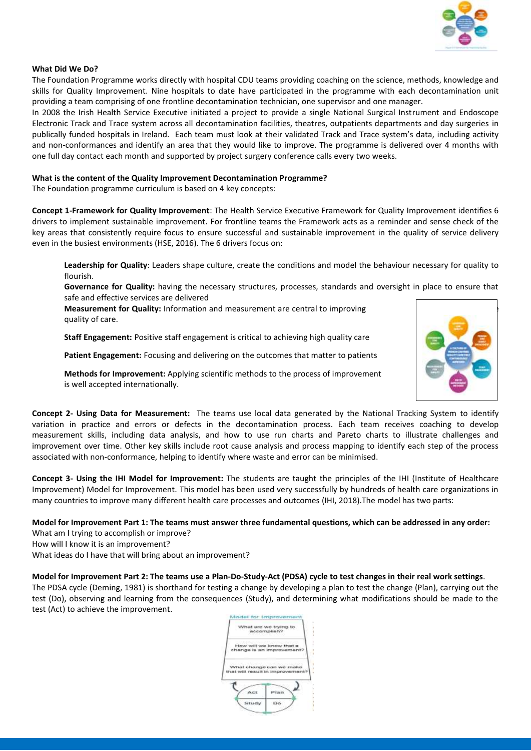**What Did We Do?**

The Foundation Programme works directly with hospital CDU teams providing coaching on the science, methods, knowledge and skills for Quality Improvement. Nine hospitals to date have participated in the programme with each decontamination unit providing a team comprising of one frontline decontamination technician, one supervisor and one manager.

In 2008 the Irish Health Service Executive initiated a project to provide a single National Surgical Instrument and Endoscope Electronic Track and Trace system across all decontamination facilities, theatres, outpatients departments and day surgeries in publically funded hospitals in Ireland. Each team must look at their validated Track and Trace system's data, including activity and non-conformances and identify an area that they would like to improve. The programme is delivered over 4 months with one full day contact each month and supported by project surgery conference calls every two weeks.

**What is the content of the Quality Improvement Decontamination Programme?**

The Foundation programme curriculum is based on 4 key concepts:

**Concept 1-Framework for Quality Improvement**: The Health Service Executive Framework for Quality Improvement identifies 6 drivers to implement sustainable improvement. For frontline teams the Framework acts as a reminder and sense check of the key areas that consistently require focus to ensure successful and sustainable improvement in the quality of service delivery even in the busiest environments (HSE, 2016). The 6 drivers focus on:

> **Leadership for Quality**: Leaders shape culture, create the conditions and model the behaviour necessary for quality to flourish.
>
> **Governance for Quality:** having the necessary structures, processes, standards and oversight in place to ensure that safe and effective services are delivered
>
> **Measurement for Quality:** Information and measurement are central to improving quality of care.
>
> **Staff Engagement:** Positive staff engagement is critical to achieving high quality care
>
> **Patient Engagement:** Focusing and delivering on the outcomes that matter to patients
>
> **Methods for Improvement:** Applying scientific methods to the process of improvement is well accepted internationally.

**Concept 2- Using Data for Measurement:** The teams use local data generated by the National Tracking System to identify variation in practice and errors or defects in the decontamination process. Each team receives coaching to develop measurement skills, including data analysis, and how to use run charts and Pareto charts to illustrate challenges and improvement over time. Other key skills include root cause analysis and process mapping to identify each step of the process associated with non-conformance, helping to identify where waste and error can be minimised.

**Concept 3- Using the IHI Model for Improvement:** The students are taught the principles of the IHI (Institute of Healthcare Improvement) Model for Improvement. This model has been used very successfully by hundreds of health care organizations in many countries to improve many different health care processes and outcomes (IHI, 2018).The model has two parts:

**Model for Improvement Part 1: The teams must answer three fundamental questions, which can be addressed in any order:**

What am I trying to accomplish or improve?
How will I know it is an improvement?
What ideas do I have that will bring about an improvement?

**Model for Improvement Part 2: The teams use a Plan-Do-Study-Act (PDSA) cycle to test changes in their real work settings**.

The PDSA cycle (Deming, 1981) is shorthand for testing a change by developing a plan to test the change (Plan), carrying out the test (Do), observing and learning from the consequences (Study), and determining what modifications should be made to the test (Act) to achieve the improvement.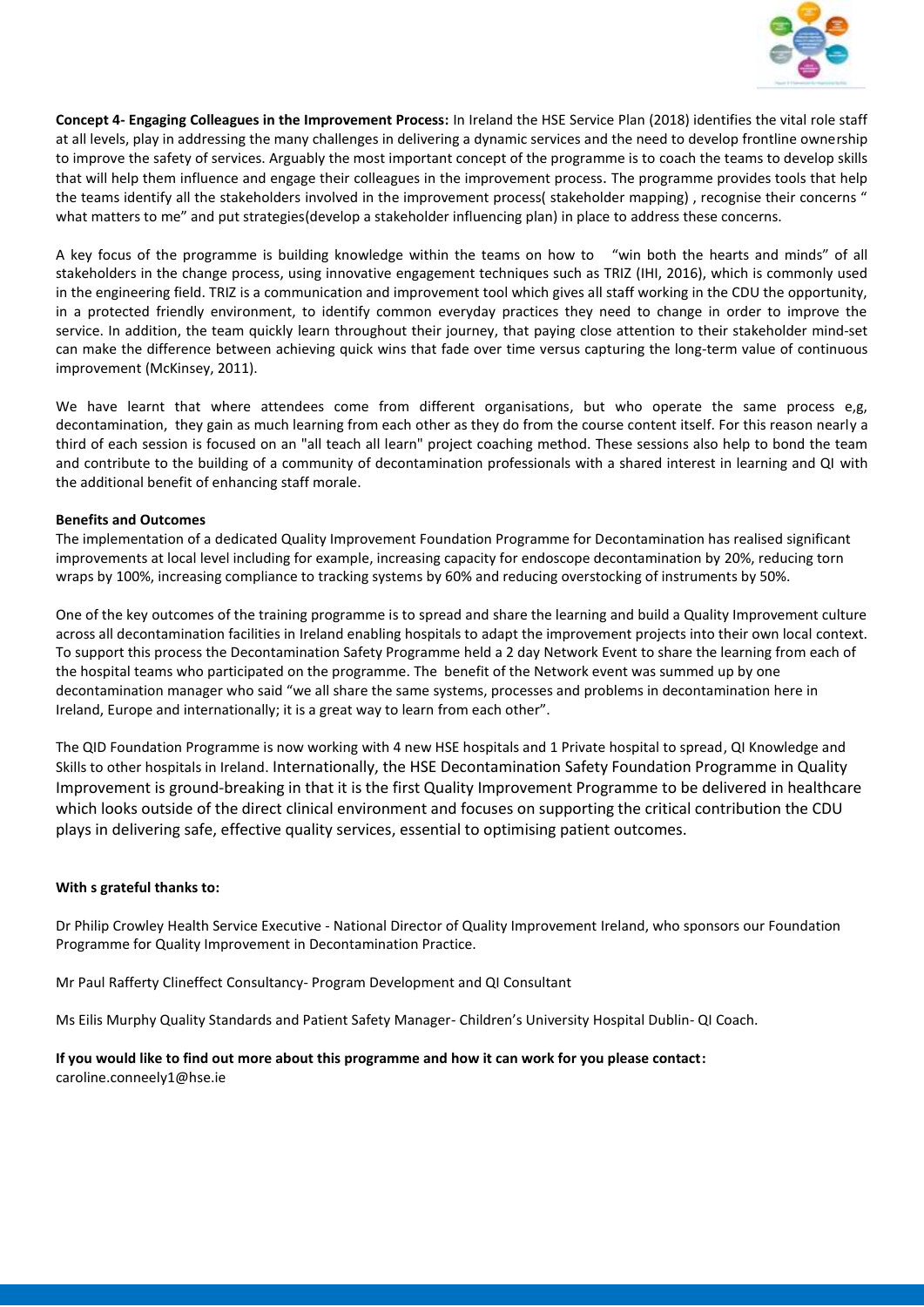**Concept 4- Engaging Colleagues in the Improvement Process:** In Ireland the HSE Service Plan (2018) identifies the vital role staff at all levels, play in addressing the many challenges in delivering a dynamic services and the need to develop frontline ownership to improve the safety of services. Arguably the most important concept of the programme is to coach the teams to develop skills that will help them influence and engage their colleagues in the improvement process. The programme provides tools that help the teams identify all the stakeholders involved in the improvement process( stakeholder mapping) , recognise their concerns " what matters to me" and put strategies(develop a stakeholder influencing plan) in place to address these concerns.

A key focus of the programme is building knowledge within the teams on how to "win both the hearts and minds" of all stakeholders in the change process, using innovative engagement techniques such as TRIZ (IHI, 2016), which is commonly used in the engineering field. TRIZ is a communication and improvement tool which gives all staff working in the CDU the opportunity, in a protected friendly environment, to identify common everyday practices they need to change in order to improve the service. In addition, the team quickly learn throughout their journey, that paying close attention to their stakeholder mind-set can make the difference between achieving quick wins that fade over time versus capturing the long-term value of continuous improvement (McKinsey, 2011).

We have learnt that where attendees come from different organisations, but who operate the same process e,g, decontamination, they gain as much learning from each other as they do from the course content itself. For this reason nearly a third of each session is focused on an "all teach all learn" project coaching method. These sessions also help to bond the team and contribute to the building of a community of decontamination professionals with a shared interest in learning and QI with the additional benefit of enhancing staff morale.

**Benefits and Outcomes**

The implementation of a dedicated Quality Improvement Foundation Programme for Decontamination has realised significant improvements at local level including for example, increasing capacity for endoscope decontamination by 20%, reducing torn wraps by 100%, increasing compliance to tracking systems by 60% and reducing overstocking of instruments by 50%.

One of the key outcomes of the training programme is to spread and share the learning and build a Quality Improvement culture across all decontamination facilities in Ireland enabling hospitals to adapt the improvement projects into their own local context. To support this process the Decontamination Safety Programme held a 2 day Network Event to share the learning from each of the hospital teams who participated on the programme. The benefit of the Network event was summed up by one decontamination manager who said "we all share the same systems, processes and problems in decontamination here in Ireland, Europe and internationally; it is a great way to learn from each other".

The QID Foundation Programme is now working with 4 new HSE hospitals and 1 Private hospital to spread, QI Knowledge and Skills to other hospitals in Ireland. Internationally, the HSE Decontamination Safety Foundation Programme in Quality Improvement is ground-breaking in that it is the first Quality Improvement Programme to be delivered in healthcare which looks outside of the direct clinical environment and focuses on supporting the critical contribution the CDU plays in delivering safe, effective quality services, essential to optimising patient outcomes.

**With s grateful thanks to:**

Dr Philip Crowley Health Service Executive - National Director of Quality Improvement Ireland, who sponsors our Foundation Programme for Quality Improvement in Decontamination Practice.

Mr Paul Rafferty Clineffect Consultancy- Program Development and QI Consultant

Ms Eilis Murphy Quality Standards and Patient Safety Manager- Children's University Hospital Dublin- QI Coach.

**If you would like to find out more about this programme and how it can work for you please contact:**
caroline.conneely1@hse.ie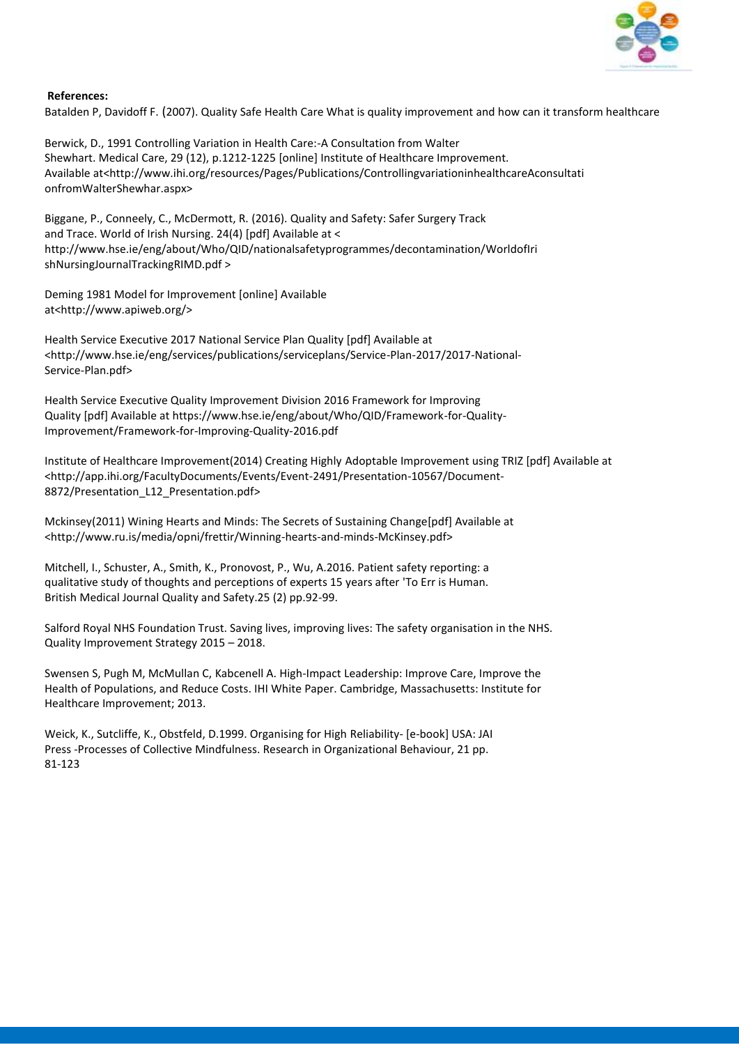**References:**

Batalden P, Davidoff F. (2007). Quality Safe Health Care What is quality improvement and how can it transform healthcare

Berwick, D., 1991 Controlling Variation in Health Care:-A Consultation from Walter Shewhart. Medical Care, 29 (12), p.1212-1225 [online] Institute of Healthcare Improvement. Available at<http://www.ihi.org/resources/Pages/Publications/ControllingvariationinhealthcareAconsultationfromWalterShewhar.aspx>

Biggane, P., Conneely, C., McDermott, R. (2016). Quality and Safety: Safer Surgery Track and Trace. World of Irish Nursing. 24(4) [pdf] Available at < http://www.hse.ie/eng/about/Who/QID/nationalsafetyprogrammes/decontamination/WorldofIrishNursingJournalTrackingRIMD.pdf >

Deming 1981 Model for Improvement [online] Available at<http://www.apiweb.org/>

Health Service Executive 2017 National Service Plan Quality [pdf] Available at <http://www.hse.ie/eng/services/publications/serviceplans/Service-Plan-2017/2017-National-Service-Plan.pdf>

Health Service Executive Quality Improvement Division 2016 Framework for Improving Quality [pdf] Available at https://www.hse.ie/eng/about/Who/QID/Framework-for-Quality-Improvement/Framework-for-Improving-Quality-2016.pdf

Institute of Healthcare Improvement(2014) Creating Highly Adoptable Improvement using TRIZ [pdf] Available at <http://app.ihi.org/FacultyDocuments/Events/Event-2491/Presentation-10567/Document-8872/Presentation_L12_Presentation.pdf>

Mckinsey(2011) Wining Hearts and Minds: The Secrets of Sustaining Change[pdf] Available at <http://www.ru.is/media/opni/frettir/Winning-hearts-and-minds-McKinsey.pdf>

Mitchell, I., Schuster, A., Smith, K., Pronovost, P., Wu, A.2016. Patient safety reporting: a qualitative study of thoughts and perceptions of experts 15 years after 'To Err is Human. British Medical Journal Quality and Safety.25 (2) pp.92-99.

Salford Royal NHS Foundation Trust. Saving lives, improving lives: The safety organisation in the NHS. Quality Improvement Strategy 2015 – 2018.

Swensen S, Pugh M, McMullan C, Kabcenell A. High-Impact Leadership: Improve Care, Improve the Health of Populations, and Reduce Costs. IHI White Paper. Cambridge, Massachusetts: Institute for Healthcare Improvement; 2013.

Weick, K., Sutcliffe, K., Obstfeld, D.1999. Organising for High Reliability- [e-book] USA: JAI Press -Processes of Collective Mindfulness. Research in Organizational Behaviour, 21 pp. 81-123